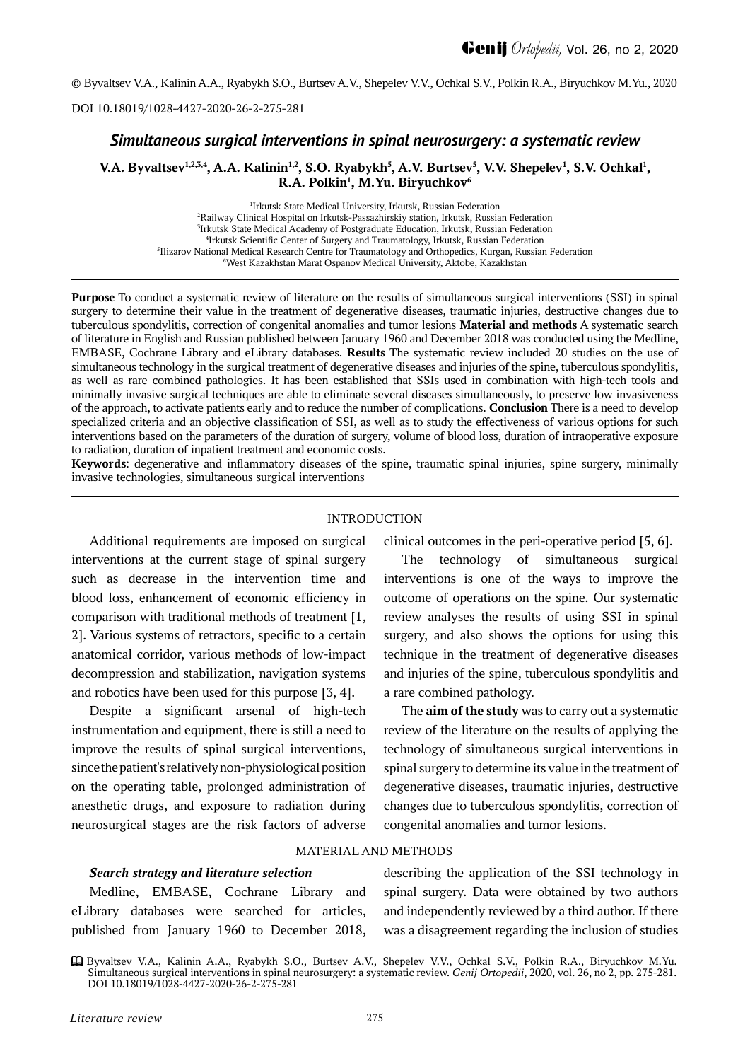© Byvaltsev V.A., Kalinin A.A., Ryabykh S.O., Burtsev A.V., Shepelev V.V., Ochkal S.V., Polkin R.A., Biryuchkov M.Yu., 2020

DOI 10.18019/1028-4427-2020-26-2-275-281

# Simultaneous surgical interventions in spinal neurosurgery: a systematic review

**V.A. Byvaltsev[1,2,3,4], A.A. Kalinin[1,2], S.O. Ryabykh[5], A.V. Burtsev[5], V.V. Shepelev[1], S.V. Ochkal[1], R.A. Polkin[1], M.Yu. Biryuchkov[6]**

[1]Irkutsk State Medical University, Irkutsk, Russian Federation
[2]Railway Clinical Hospital on Irkutsk-Passazhirskiy station, Irkutsk, Russian Federation
[3]Irkutsk State Medical Academy of Postgraduate Education, Irkutsk, Russian Federation
[4]Irkutsk Scientific Center of Surgery and Traumatology, Irkutsk, Russian Federation
[5]Ilizarov National Medical Research Centre for Traumatology and Orthopedics, Kurgan, Russian Federation
[6]West Kazakhstan Marat Ospanov Medical University, Aktobe, Kazakhstan

**Purpose** To conduct a systematic review of literature on the results of simultaneous surgical interventions (SSI) in spinal surgery to determine their value in the treatment of degenerative diseases, traumatic injuries, destructive changes due to tuberculous spondylitis, correction of congenital anomalies and tumor lesions **Material and methods** A systematic search of literature in English and Russian published between January 1960 and December 2018 was conducted using the Medline, EMBASE, Cochrane Library and eLibrary databases. **Results** The systematic review included 20 studies on the use of simultaneous technology in the surgical treatment of degenerative diseases and injuries of the spine, tuberculous spondylitis, as well as rare combined pathologies. It has been established that SSIs used in combination with high-tech tools and minimally invasive surgical techniques are able to eliminate several diseases simultaneously, to preserve low invasiveness of the approach, to activate patients early and to reduce the number of complications. **Conclusion** There is a need to develop specialized criteria and an objective classification of SSI, as well as to study the effectiveness of various options for such interventions based on the parameters of the duration of surgery, volume of blood loss, duration of intraoperative exposure to radiation, duration of inpatient treatment and economic costs.

**Keywords**: degenerative and inflammatory diseases of the spine, traumatic spinal injuries, spine surgery, minimally invasive technologies, simultaneous surgical interventions

## INTRODUCTION

Additional requirements are imposed on surgical interventions at the current stage of spinal surgery such as decrease in the intervention time and blood loss, enhancement of economic efficiency in comparison with traditional methods of treatment [1, 2]. Various systems of retractors, specific to a certain anatomical corridor, various methods of low-impact decompression and stabilization, navigation systems and robotics have been used for this purpose [3, 4].

Despite a significant arsenal of high-tech instrumentation and equipment, there is still a need to improve the results of spinal surgical interventions, since the patient's relatively non-physiological position on the operating table, prolonged administration of anesthetic drugs, and exposure to radiation during neurosurgical stages are the risk factors of adverse clinical outcomes in the peri-operative period [5, 6].

The technology of simultaneous surgical interventions is one of the ways to improve the outcome of operations on the spine. Our systematic review analyses the results of using SSI in spinal surgery, and also shows the options for using this technique in the treatment of degenerative diseases and injuries of the spine, tuberculous spondylitis and a rare combined pathology.

The **aim of the study** was to carry out a systematic review of the literature on the results of applying the technology of simultaneous surgical interventions in spinal surgery to determine its value in the treatment of degenerative diseases, traumatic injuries, destructive changes due to tuberculous spondylitis, correction of congenital anomalies and tumor lesions.

## MATERIAL AND METHODS

### *Search strategy and literature selection*

Medline, EMBASE, Cochrane Library and eLibrary databases were searched for articles, published from January 1960 to December 2018, describing the application of the SSI technology in spinal surgery. Data were obtained by two authors and independently reviewed by a third author. If there was a disagreement regarding the inclusion of studies

Byvaltsev V.A., Kalinin A.A., Ryabykh S.O., Burtsev A.V., Shepelev V.V., Ochkal S.V., Polkin R.A., Biryuchkov M.Yu. Simultaneous surgical interventions in spinal neurosurgery: a systematic review. *Genij Ortopedii*, 2020, vol. 26, no 2, pp. 275-281. DOI 10.18019/1028-4427-2020-26-2-275-281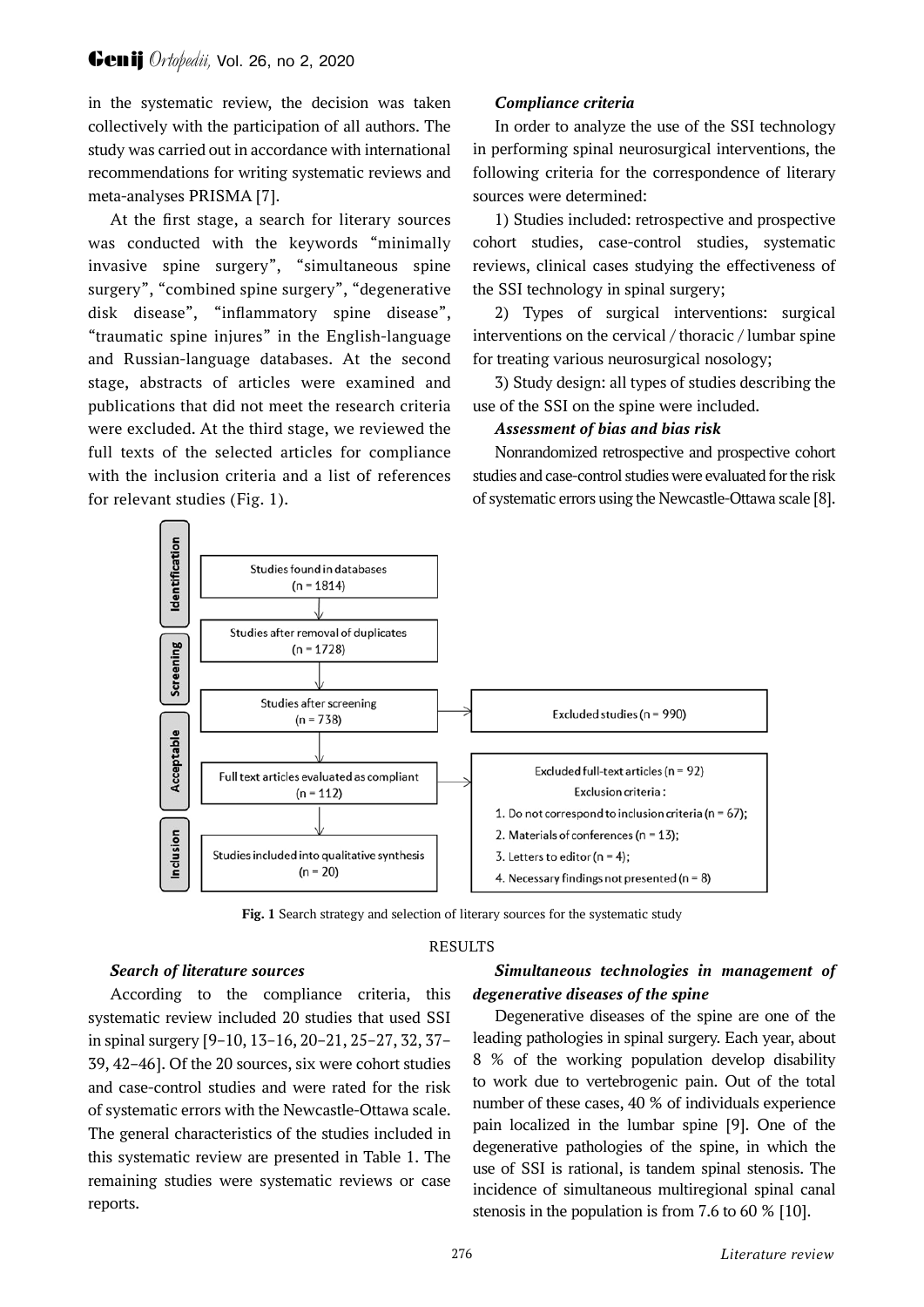in the systematic review, the decision was taken collectively with the participation of all authors. The study was carried out in accordance with international recommendations for writing systematic reviews and meta-analyses PRISMA [7].

At the first stage, a search for literary sources was conducted with the keywords "minimally invasive spine surgery", "simultaneous spine surgery", "combined spine surgery", "degenerative disk disease", "inflammatory spine disease", "traumatic spine injures" in the English-language and Russian-language databases. At the second stage, abstracts of articles were examined and publications that did not meet the research criteria were excluded. At the third stage, we reviewed the full texts of the selected articles for compliance with the inclusion criteria and a list of references for relevant studies (Fig. 1).

***Compliance criteria***

In order to analyze the use of the SSI technology in performing spinal neurosurgical interventions, the following criteria for the correspondence of literary sources were determined:

1) Studies included: retrospective and prospective cohort studies, case-control studies, systematic reviews, clinical cases studying the effectiveness of the SSI technology in spinal surgery;

2) Types of surgical interventions: surgical interventions on the cervical / thoracic / lumbar spine for treating various neurosurgical nosology;

3) Study design: all types of studies describing the use of the SSI on the spine were included.

***Assessment of bias and bias risk***

Nonrandomized retrospective and prospective cohort studies and case-control studies were evaluated for the risk of systematic errors using the Newcastle-Ottawa scale [8].

Identification: Studies found in databases (n = 1814) → Screening: Studies after removal of duplicates (n = 1728) → Studies after screening (n = 738) → Excluded studies (n = 990)

Acceptable: Full text articles evaluated as compliant (n = 112) → Excluded full-text articles (n = 92)
Exclusion criteria:
1. Do not correspond to inclusion criteria (n = 67);
2. Materials of conferences (n = 13);
3. Letters to editor (n = 4);
4. Necessary findings not presented (n = 8)

Inclusion: Studies included into qualitative synthesis (n = 20)

**Fig. 1** Search strategy and selection of literary sources for the systematic study

## RESULTS

***Search of literature sources***

According to the compliance criteria, this systematic review included 20 studies that used SSI in spinal surgery [9–10, 13–16, 20–21, 25–27, 32, 37–39, 42–46]. Of the 20 sources, six were cohort studies and case-control studies and were rated for the risk of systematic errors with the Newcastle-Ottawa scale. The general characteristics of the studies included in this systematic review are presented in Table 1. The remaining studies were systematic reviews or case reports.

***Simultaneous technologies in management of degenerative diseases of the spine***

Degenerative diseases of the spine are one of the leading pathologies in spinal surgery. Each year, about 8 % of the working population develop disability to work due to vertebrogenic pain. Out of the total number of these cases, 40 % of individuals experience pain localized in the lumbar spine [9]. One of the degenerative pathologies of the spine, in which the use of SSI is rational, is tandem spinal stenosis. The incidence of simultaneous multiregional spinal canal stenosis in the population is from 7.6 to 60 % [10].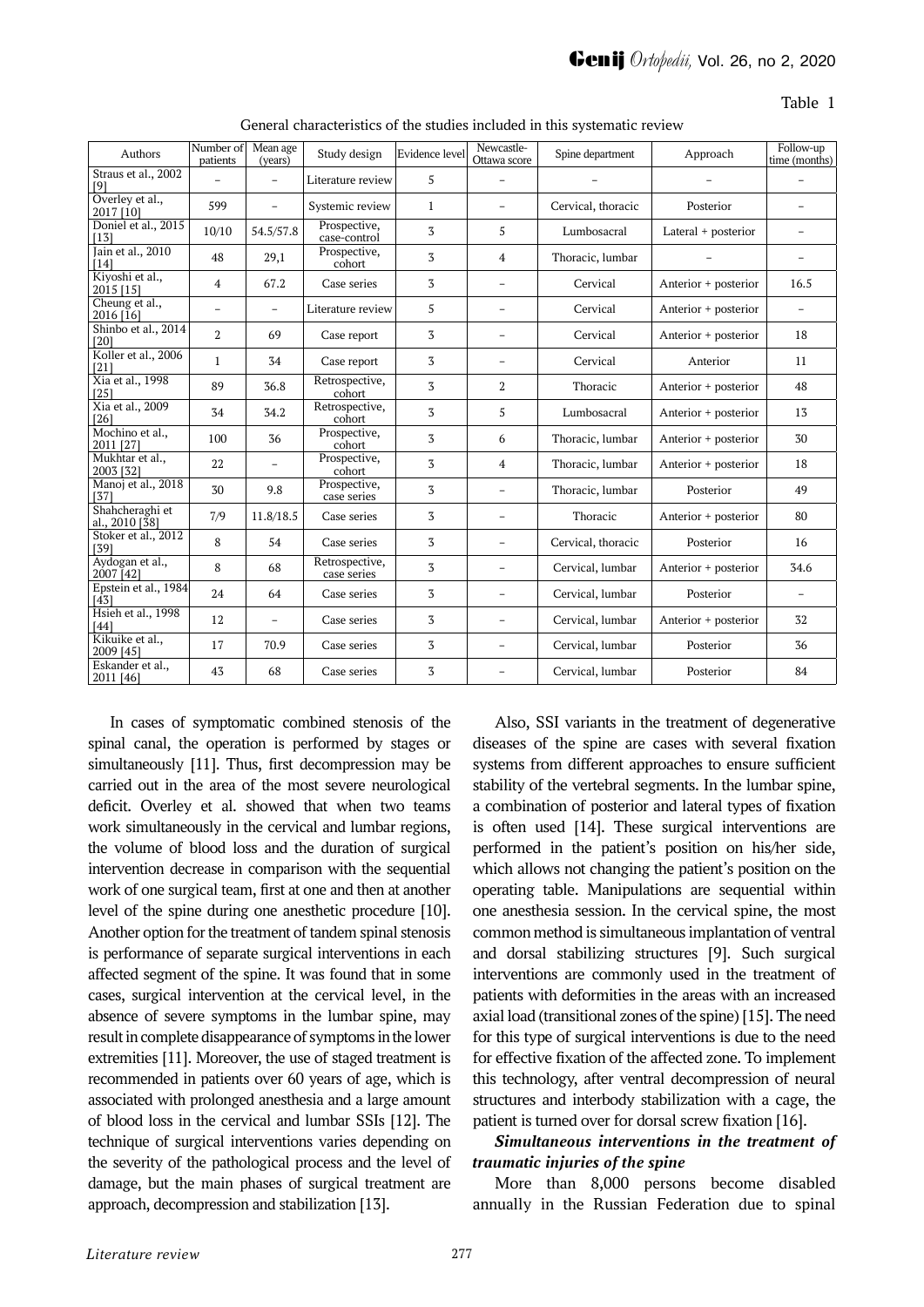Table 1

General characteristics of the studies included in this systematic review

| Authors | Number of patients | Mean age (years) | Study design | Evidence level | Newcastle-Ottawa score | Spine department | Approach | Follow-up time (months) |
|---|---|---|---|---|---|---|---|---|
| Straus et al., 2002 [9] | – | – | Literature review | 5 | – | – | – | – |
| Overley et al., 2017 [10] | 599 | – | Systemic review | 1 | – | Cervical, thoracic | Posterior | – |
| Doniel et al., 2015 [13] | 10/10 | 54.5/57.8 | Prospective, case-control | 3 | 5 | Lumbosacral | Lateral + posterior | – |
| Jain et al., 2010 [14] | 48 | 29,1 | Prospective, cohort | 3 | 4 | Thoracic, lumbar | – | – |
| Kiyoshi et al., 2015 [15] | 4 | 67.2 | Case series | 3 | – | Cervical | Anterior + posterior | 16.5 |
| Cheung et al., 2016 [16] | – | – | Literature review | 5 | – | Cervical | Anterior + posterior | – |
| Shinbo et al., 2014 [20] | 2 | 69 | Case report | 3 | – | Cervical | Anterior + posterior | 18 |
| Koller et al., 2006 [21] | 1 | 34 | Case report | 3 | – | Cervical | Anterior | 11 |
| Xia et al., 1998 [25] | 89 | 36.8 | Retrospective, cohort | 3 | 2 | Thoracic | Anterior + posterior | 48 |
| Xia et al., 2009 [26] | 34 | 34.2 | Retrospective, cohort | 3 | 5 | Lumbosacral | Anterior + posterior | 13 |
| Mochino et al., 2011 [27] | 100 | 36 | Prospective, cohort | 3 | 6 | Thoracic, lumbar | Anterior + posterior | 30 |
| Mukhtar et al., 2003 [32] | 22 | – | Prospective, cohort | 3 | 4 | Thoracic, lumbar | Anterior + posterior | 18 |
| Manoj et al., 2018 [37] | 30 | 9.8 | Prospective, case series | 3 | – | Thoracic, lumbar | Posterior | 49 |
| Shahcheraghi et al., 2010 [38] | 7/9 | 11.8/18.5 | Case series | 3 | – | Thoracic | Anterior + posterior | 80 |
| Stoker et al., 2012 [39] | 8 | 54 | Case series | 3 | – | Cervical, thoracic | Posterior | 16 |
| Aydogan et al., 2007 [42] | 8 | 68 | Retrospective, case series | 3 | – | Cervical, lumbar | Anterior + posterior | 34.6 |
| Epstein et al., 1984 [43] | 24 | 64 | Case series | 3 | – | Cervical, lumbar | Posterior | – |
| Hsieh et al., 1998 [44] | 12 | – | Case series | 3 | – | Cervical, lumbar | Anterior + posterior | 32 |
| Kikuike et al., 2009 [45] | 17 | 70.9 | Case series | 3 | – | Cervical, lumbar | Posterior | 36 |
| Eskander et al., 2011 [46] | 43 | 68 | Case series | 3 | – | Cervical, lumbar | Posterior | 84 |

In cases of symptomatic combined stenosis of the spinal canal, the operation is performed by stages or simultaneously [11]. Thus, first decompression may be carried out in the area of the most severe neurological deficit. Overley et al. showed that when two teams work simultaneously in the cervical and lumbar regions, the volume of blood loss and the duration of surgical intervention decrease in comparison with the sequential work of one surgical team, first at one and then at another level of the spine during one anesthetic procedure [10]. Another option for the treatment of tandem spinal stenosis is performance of separate surgical interventions in each affected segment of the spine. It was found that in some cases, surgical intervention at the cervical level, in the absence of severe symptoms in the lumbar spine, may result in complete disappearance of symptoms in the lower extremities [11]. Moreover, the use of staged treatment is recommended in patients over 60 years of age, which is associated with prolonged anesthesia and a large amount of blood loss in the cervical and lumbar SSIs [12]. The technique of surgical interventions varies depending on the severity of the pathological process and the level of damage, but the main phases of surgical treatment are approach, decompression and stabilization [13].

Also, SSI variants in the treatment of degenerative diseases of the spine are cases with several fixation systems from different approaches to ensure sufficient stability of the vertebral segments. In the lumbar spine, a combination of posterior and lateral types of fixation is often used [14]. These surgical interventions are performed in the patient's position on his/her side, which allows not changing the patient's position on the operating table. Manipulations are sequential within one anesthesia session. In the cervical spine, the most common method is simultaneous implantation of ventral and dorsal stabilizing structures [9]. Such surgical interventions are commonly used in the treatment of patients with deformities in the areas with an increased axial load (transitional zones of the spine) [15]. The need for this type of surgical interventions is due to the need for effective fixation of the affected zone. To implement this technology, after ventral decompression of neural structures and interbody stabilization with a cage, the patient is turned over for dorsal screw fixation [16].

***Simultaneous interventions in the treatment of traumatic injuries of the spine***

More than 8,000 persons become disabled annually in the Russian Federation due to spinal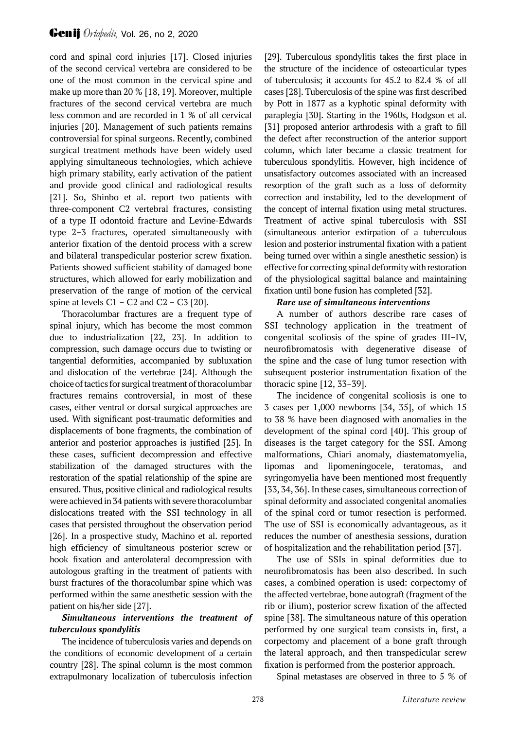cord and spinal cord injuries [17]. Closed injuries of the second cervical vertebra are considered to be one of the most common in the cervical spine and make up more than 20 % [18, 19]. Moreover, multiple fractures of the second cervical vertebra are much less common and are recorded in 1 % of all cervical injuries [20]. Management of such patients remains controversial for spinal surgeons. Recently, combined surgical treatment methods have been widely used applying simultaneous technologies, which achieve high primary stability, early activation of the patient and provide good clinical and radiological results [21]. So, Shinbo et al. report two patients with three-component C2 vertebral fractures, consisting of a type II odontoid fracture and Levine-Edwards type 2–3 fractures, operated simultaneously with anterior fixation of the dentoid process with a screw and bilateral transpedicular posterior screw fixation. Patients showed sufficient stability of damaged bone structures, which allowed for early mobilization and preservation of the range of motion of the cervical spine at levels C1 – C2 and C2 – C3 [20].

Thoracolumbar fractures are a frequent type of spinal injury, which has become the most common due to industrialization [22, 23]. In addition to compression, such damage occurs due to twisting or tangential deformities, accompanied by subluxation and dislocation of the vertebrae [24]. Although the choice of tactics for surgical treatment of thoracolumbar fractures remains controversial, in most of these cases, either ventral or dorsal surgical approaches are used. With significant post-traumatic deformities and displacements of bone fragments, the combination of anterior and posterior approaches is justified [25]. In these cases, sufficient decompression and effective stabilization of the damaged structures with the restoration of the spatial relationship of the spine are ensured. Thus, positive clinical and radiological results were achieved in 34 patients with severe thoracolumbar dislocations treated with the SSI technology in all cases that persisted throughout the observation period [26]. In a prospective study, Machino et al. reported high efficiency of simultaneous posterior screw or hook fixation and anterolateral decompression with autologous grafting in the treatment of patients with burst fractures of the thoracolumbar spine which was performed within the same anesthetic session with the patient on his/her side [27].

***Simultaneous interventions the treatment of tuberculous spondylitis***

The incidence of tuberculosis varies and depends on the conditions of economic development of a certain country [28]. The spinal column is the most common extrapulmonary localization of tuberculosis infection [29]. Tuberculous spondylitis takes the first place in the structure of the incidence of osteoarticular types of tuberculosis; it accounts for 45.2 to 82.4 % of all cases [28]. Tuberculosis of the spine was first described by Pott in 1877 as a kyphotic spinal deformity with paraplegia [30]. Starting in the 1960s, Hodgson et al. [31] proposed anterior arthrodesis with a graft to fill the defect after reconstruction of the anterior support column, which later became a classic treatment for tuberculous spondylitis. However, high incidence of unsatisfactory outcomes associated with an increased resorption of the graft such as a loss of deformity correction and instability, led to the development of the concept of internal fixation using metal structures. Treatment of active spinal tuberculosis with SSI (simultaneous anterior extirpation of a tuberculous lesion and posterior instrumental fixation with a patient being turned over within a single anesthetic session) is effective for correcting spinal deformity with restoration of the physiological sagittal balance and maintaining fixation until bone fusion has completed [32].

***Rare use of simultaneous interventions***

A number of authors describe rare cases of SSI technology application in the treatment of congenital scoliosis of the spine of grades III–IV, neurofibromatosis with degenerative disease of the spine and the case of lung tumor resection with subsequent posterior instrumentation fixation of the thoracic spine [12, 33–39].

The incidence of congenital scoliosis is one to 3 cases per 1,000 newborns [34, 35], of which 15 to 38 % have been diagnosed with anomalies in the development of the spinal cord [40]. This group of diseases is the target category for the SSI. Among malformations, Chiari anomaly, diastematomyelia, lipomas and lipomeningocele, teratomas, and syringomyelia have been mentioned most frequently [33, 34, 36]. In these cases, simultaneous correction of spinal deformity and associated congenital anomalies of the spinal cord or tumor resection is performed. The use of SSI is economically advantageous, as it reduces the number of anesthesia sessions, duration of hospitalization and the rehabilitation period [37].

The use of SSIs in spinal deformities due to neurofibromatosis has been also described. In such cases, a combined operation is used: corpectomy of the affected vertebrae, bone autograft (fragment of the rib or ilium), posterior screw fixation of the affected spine [38]. The simultaneous nature of this operation performed by one surgical team consists in, first, a corpectomy and placement of a bone graft through the lateral approach, and then transpedicular screw fixation is performed from the posterior approach.

Spinal metastases are observed in three to 5 % of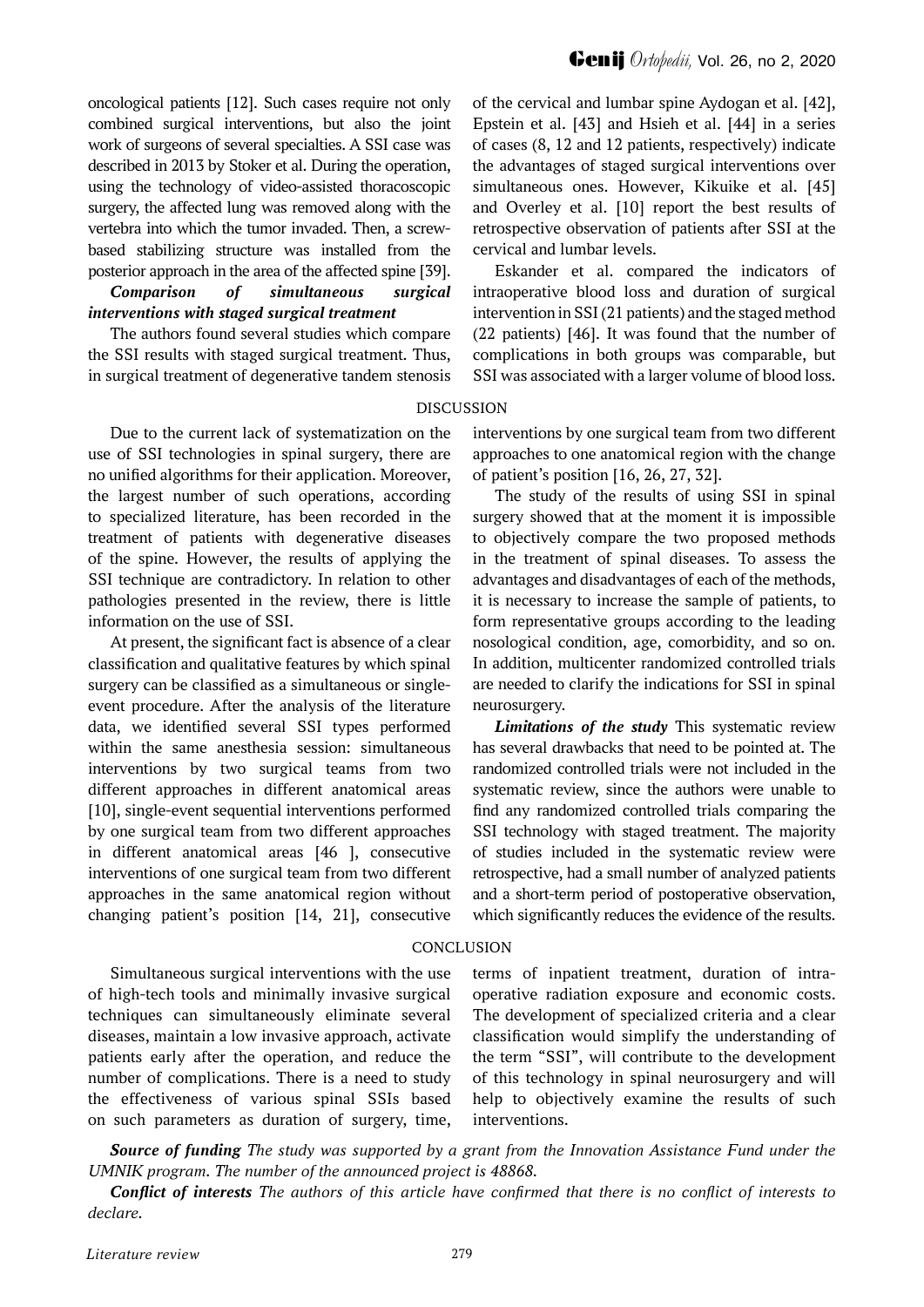oncological patients [12]. Such cases require not only combined surgical interventions, but also the joint work of surgeons of several specialties. A SSI case was described in 2013 by Stoker et al. During the operation, using the technology of video-assisted thoracoscopic surgery, the affected lung was removed along with the vertebra into which the tumor invaded. Then, a screw-based stabilizing structure was installed from the posterior approach in the area of the affected spine [39].

***Comparison of simultaneous surgical interventions with staged surgical treatment***

The authors found several studies which compare the SSI results with staged surgical treatment. Thus, in surgical treatment of degenerative tandem stenosis of the cervical and lumbar spine Aydogan et al. [42], Epstein et al. [43] and Hsieh et al. [44] in a series of cases (8, 12 and 12 patients, respectively) indicate the advantages of staged surgical interventions over simultaneous ones. However, Kikuike et al. [45] and Overley et al. [10] report the best results of retrospective observation of patients after SSI at the cervical and lumbar levels.

Eskander et al. compared the indicators of intraoperative blood loss and duration of surgical intervention in SSI (21 patients) and the staged method (22 patients) [46]. It was found that the number of complications in both groups was comparable, but SSI was associated with a larger volume of blood loss.

## DISCUSSION

Due to the current lack of systematization on the use of SSI technologies in spinal surgery, there are no unified algorithms for their application. Moreover, the largest number of such operations, according to specialized literature, has been recorded in the treatment of patients with degenerative diseases of the spine. However, the results of applying the SSI technique are contradictory. In relation to other pathologies presented in the review, there is little information on the use of SSI.

At present, the significant fact is absence of a clear classification and qualitative features by which spinal surgery can be classified as a simultaneous or single-event procedure. After the analysis of the literature data, we identified several SSI types performed within the same anesthesia session: simultaneous interventions by two surgical teams from two different approaches in different anatomical areas [10], single-event sequential interventions performed by one surgical team from two different approaches in different anatomical areas [46 ], consecutive interventions of one surgical team from two different approaches in the same anatomical region without changing patient's position [14, 21], consecutive interventions by one surgical team from two different approaches to one anatomical region with the change of patient's position [16, 26, 27, 32].

The study of the results of using SSI in spinal surgery showed that at the moment it is impossible to objectively compare the two proposed methods in the treatment of spinal diseases. To assess the advantages and disadvantages of each of the methods, it is necessary to increase the sample of patients, to form representative groups according to the leading nosological condition, age, comorbidity, and so on. In addition, multicenter randomized controlled trials are needed to clarify the indications for SSI in spinal neurosurgery.

***Limitations of the study*** This systematic review has several drawbacks that need to be pointed at. The randomized controlled trials were not included in the systematic review, since the authors were unable to find any randomized controlled trials comparing the SSI technology with staged treatment. The majority of studies included in the systematic review were retrospective, had a small number of analyzed patients and a short-term period of postoperative observation, which significantly reduces the evidence of the results.

## CONCLUSION

Simultaneous surgical interventions with the use of high-tech tools and minimally invasive surgical techniques can simultaneously eliminate several diseases, maintain a low invasive approach, activate patients early after the operation, and reduce the number of complications. There is a need to study the effectiveness of various spinal SSIs based on such parameters as duration of surgery, time, terms of inpatient treatment, duration of intra-operative radiation exposure and economic costs. The development of specialized criteria and a clear classification would simplify the understanding of the term "SSI", will contribute to the development of this technology in spinal neurosurgery and will help to objectively examine the results of such interventions.

***Source of funding*** *The study was supported by a grant from the Innovation Assistance Fund under the UMNIK program. The number of the announced project is 48868.*

***Conflict of interests*** *The authors of this article have confirmed that there is no conflict of interests to declare.*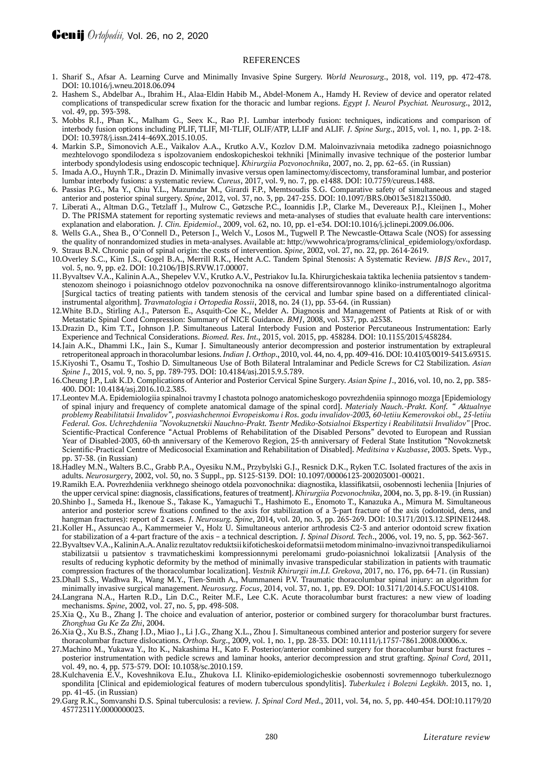## REFERENCES

1. Sharif S., Afsar A. Learning Curve and Minimally Invasive Spine Surgery. *World Neurosurg.*, 2018, vol. 119, pp. 472-478. DOI: 10.1016/j.wneu.2018.06.094
2. Hashem S., Abdelbar A., Ibrahim H., Alaa-Eldin Habib M., Abdel-Monem A., Hamdy H. Review of device and operator related complications of transpedicular screw fixation for the thoracic and lumbar regions. *Egypt J. Neurol Psychiat. Neurosurg.*, 2012, vol. 49, pp. 393-398.
3. Mobbs R.J., Phan K., Malham G., Seex K., Rao P.J. Lumbar interbody fusion: techniques, indications and comparison of interbody fusion options including PLIF, TLIF, MI-TLIF, OLIF/ATP, LLIF and ALIF. *J. Spine Surg.*, 2015, vol. 1, no. 1, pp. 2-18. DOI: 10.3978/j.issn.2414-469X.2015.10.05.
4. Markin S.P., Simonovich A.E., Vaikalov A.A., Krutko A.V., Kozlov D.M. Maloinvazivnaia metodika zadnego poiasnichnogo mezhtelovogo spondilodeza s ispolzovaniem endoskopicheskoi tekhniki [Minimally invasive technique of the posterior lumbar interbody spondylodesis using endoscopic technique]. *Khirurgiia Pozvonochnika*, 2007, no. 2, pp. 62–65. (in Russian)
5. Imada A.O., Huynh T.R., Drazin D. Minimally invasive versus open laminectomy/discectomy, transforaminal lumbar, and posterior lumbar interbody fusions: a systematic review. *Cureus*, 2017, vol. 9, no. 7, pp. e1488. DOI: 10.7759/cureus.1488.
6. Passias P.G., Ma Y., Chiu Y.L., Mazumdar M., Girardi F.P., Memtsoudis S.G. Comparative safety of simultaneous and staged anterior and posterior spinal surgery. *Spine*, 2012, vol. 37, no. 3, pp. 247-255. DOI: 10.1097/BRS.0b013e31821350d0.
7. Liberati A., Altman D.G., Tetzlaff J., Mulrow C., Gøtzsche P.C., Ioannidis J.P., Clarke M., Devereaux P.J., Kleijnen J., Moher D. The PRISMA statement for reporting systematic reviews and meta-analyses of studies that evaluate health care interventions: explanation and elaboration. *J. Clin. Epidemiol.*, 2009, vol. 62, no. 10, pp. e1-e34. DOI:10.1016/j.jclinepi.2009.06.006.
8. Wells G.A., Shea B., O'Connell D., Peterson J., Welch V., Losos M., Tugwell P. The Newcastle-Ottawa Scale (NOS) for assessing the quality of nonrandomized studies in meta-analyses. Available at: http://wwwohrica/programs/clinical_epidemiology/oxfordasp.
9. Straus B.N. Chronic pain of spinal origin: the costs of intervention. *Spine*, 2002, vol. 27, no. 22, pp. 2614-2619.
10. Overley S.C., Kim J.S., Gogel B.A., Merrill R.K., Hecht A.C. Tandem Spinal Stenosis: A Systematic Review. *JBJS Rev.*, 2017, vol. 5, no. 9, pp. e2. DOI: 10.2106/JBJS.RVW.17.00007.
11. Byvaltsev V.A., Kalinin A.A., Shepelev V.V., Krutko A.V., Pestriakov Iu.Ia. Khirurgicheskaia taktika lecheniia patsientov s tandem-stenozom sheinogo i poiasnichnogo otdelov pozvonochnika na osnove differentsirovannogo kliniko-instrumentalnogo algoritma [Surgical tactics of treating patients with tandem stenosis of the cervical and lumbar spine based on a differentiated clinical-instrumental algorithm]. *Travmatologia i Ortopedia Rossii*, 2018, no. 24 (1), pp. 53-64. (in Russian)
12. White B.D., Stirling A.J., Paterson E., Asquith-Coe K., Melder A. Diagnosis and Management of Patients at Risk of or with Metastatic Spinal Cord Compression: Summary of NICE Guidance. *BMJ*, 2008, vol. 337, pp. a2538.
13. Drazin D., Kim T.T., Johnson J.P. Simultaneous Lateral Interbody Fusion and Posterior Percutaneous Instrumentation: Early Experience and Technical Considerations. *Biomed. Res. Int.*, 2015, vol. 2015, pp. 458284. DOI: 10.1155/2015/458284.
14. Jain A.K., Dhammi I.K., Jain S., Kumar J. Simultaneously anterior decompression and posterior instrumentation by extrapleural retroperitoneal approach in thoracolumbar lesions. *Indian J. Orthop.*, 2010, vol. 44, no. 4, pp. 409-416. DOI: 10.4103/0019-5413.69315.
15. Kiyoshi T., Osamu T., Toshio D. Simultaneous Use of Both Bilateral Intralaminar and Pedicle Screws for C2 Stabilization. *Asian Spine J.*, 2015, vol. 9, no. 5, pp. 789-793. DOI: 10.4184/asj.2015.9.5.789.
16. Cheung J.P., Luk K.D. Complications of Anterior and Posterior Cervical Spine Surgery. *Asian Spine J.*, 2016, vol. 10, no. 2, pp. 385-400. DOI: 10.4184/asj.2016.10.2.385.
17. Leontev M.A. Epidemiologiia spinalnoi travmy I chastota polnogo anatomicheskogo povrezhdeniia spinnogo mozga [Epidemiology of spinal injury and frequency of complete anatomical damage of the spinal cord]. *Materialy Nauch.-Prakt. Konf. " Aktualnye problemy Reabilitatsii Invalidov", posviashchennoi Evropeiskomu i Ros. godu invalidov-2003, 60-letiiu Kemerovskoi obl., 25-letiiu Federal. Gos. Uchrezhdeniia "Novokuznetskii Nauchno-Prakt. Tsentr Mediko-Sotsialnoi Ekspertizy i Reabilitatsii Invalidov"* [Proc. Scientific-Practical Conference "Actual Problems of Rehabilitation of the Disabled Persons" devoted to European and Russian Year of Disabled-2003, 60-th anniversary of the Kemerovo Region, 25-th anniversary of Federal State Institution "Novokznetsk Scientific-Practical Centre of Medicosocial Examination and Rehabilitation of Disabled]. *Meditsina v Kuzbasse*, 2003. Spets. Vyp., pp. 37-38. (in Russian)
18. Hadley M.N., Walters B.C., Grabb P.A., Oyesiku N.M., Przybylski G.J., Resnick D.K., Ryken T.C. Isolated fractures of the axis in adults. *Neurosurgery*, 2002, vol. 50, no. 3 Suppl., pp. S125-S139. DOI: 10.1097/00006123-200203001-00021.
19. Ramikh E.A. Povrezhdeniia verkhnego sheinogo otdela pozvonochnika: diagnostika, klassifikatsii, osobennosti lecheniia [Injuries of the upper cervical spine: diagnosis, classifications, features of treatment]. *Khirurgiia Pozvonochnika*, 2004, no. 3, pp. 8-19. (in Russian)
20. Shinbo J., Sameda H., Ikenoue S., Takase K., Yamaguchi T., Hashimoto E., Enomoto T., Kanazuka A., Mimura M. Simultaneous anterior and posterior screw fixations confined to the axis for stabilization of a 3-part fracture of the axis (odontoid, dens, and hangman fractures): report of 2 cases. *J. Neurosurg. Spine*, 2014, vol. 20, no. 3, pp. 265-269. DOI: 10.3171/2013.12.SPINE12448.
21. Koller H., Assuncao A., Kammermeier V., Holz U. Simultaneous anterior arthrodesis C2-3 and anterior odontoid screw fixation for stabilization of a 4-part fracture of the axis – a technical description. *J. Spinal Disord. Tech.*, 2006, vol. 19, no. 5, pp. 362-367.
22. Byvaltsev V.A., Kalinin A.A. Analiz rezultatov reduktsii kifoticheskoi deformatsii metodom minimalno-invazivnoi transpedikuliarnoi stabilizatsii u patsientov s travmaticheskimi kompressionnymi perelomami grudo-poiasnichnoi lokalizatsii [Analysis of the results of reducing kyphotic deformity by the method of minimally invasive transpedicular stabilization in patients with traumatic compression fractures of the thoracolumbar localization]. *Vestnik Khirurgii im.I.I. Grekova*, 2017, no. 176, pp. 64-71. (in Russian)
23. Dhall S.S., Wadhwa R., Wang M.Y., Tien-Smith A., Mummaneni P.V. Traumatic thoracolumbar spinal injury: an algorithm for minimally invasive surgical management. *Neurosurg. Focus*, 2014, vol. 37, no. 1, pp. E9. DOI: 10.3171/2014.5.FOCUS14108.
24. Langrana N.A., Harten R.D., Lin D.C., Reiter M.F., Lee C.K. Acute thoracolumbar burst fractures: a new view of loading mechanisms. *Spine*, 2002, vol. 27, no. 5, pp. 498-508.
25. Xia Q., Xu B., Zhang J. The choice and evaluation of anterior, posterior or combined surgery for thoracolumbar burst fractures. *Zhonghua Gu Ke Za Zhi*, 2004.
26. Xia Q., Xu B.S., Zhang J.D., Miao J., Li J.G., Zhang X.L., Zhou J. Simultaneous combined anterior and posterior surgery for severe thoracolumbar fracture dislocations. *Orthop. Surg.*, 2009, vol. 1, no. 1, pp. 28-33. DOI: 10.1111/j.1757-7861.2008.00006.x.
27. Machino M., Yukawa Y., Ito K., Nakashima H., Kato F. Posterior/anterior combined surgery for thoracolumbar burst fractures – posterior instrumentation with pedicle screws and laminar hooks, anterior decompression and strut grafting. *Spinal Cord*, 2011, vol. 49, no. 4, pp. 573-579. DOI: 10.1038/sc.2010.159.
28. Kulchavenia E.V., Koveshnikova E.Iu., Zhukova I.I. Kliniko-epidemiologicheskie osobennosti sovremennogo tuberkuleznogo spondilita [Clinical and epidemiological features of modern tuberculous spondylitis]. *Tuberkulez i Bolezni Legkikh*. 2013, no. 1, pp. 41-45. (in Russian)
29. Garg R.K., Somvanshi D.S. Spinal tuberculosis: a review. *J. Spinal Cord Med.*, 2011, vol. 34, no. 5, pp. 440-454. DOI:10.1179/2045772311Y.0000000023.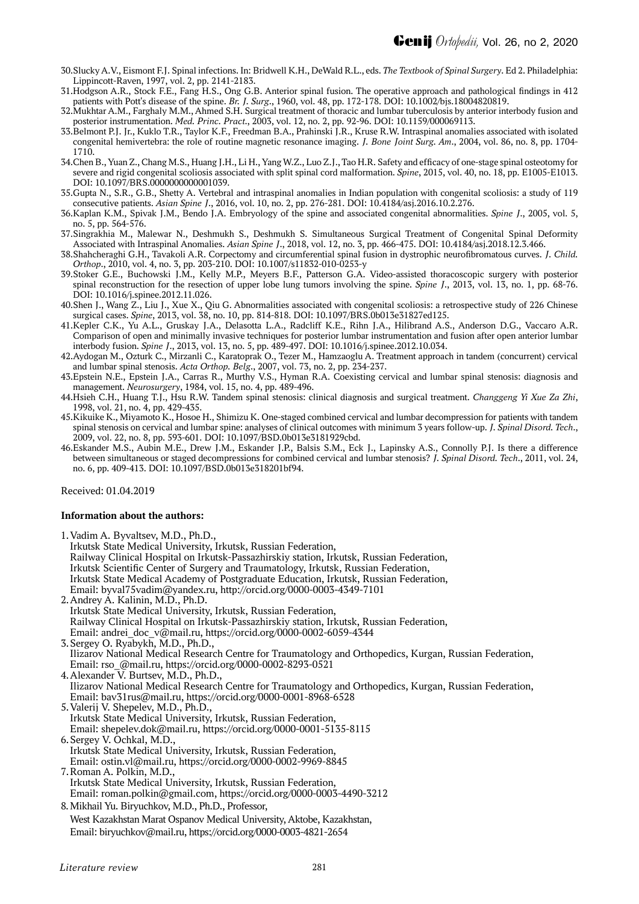30. Slucky A.V., Eismont F.J. Spinal infections. In: Bridwell K.H., DeWald R.L., eds. *The Textbook of Spinal Surgery*. Ed 2. Philadelphia: Lippincott-Raven, 1997, vol. 2, pp. 2141-2183.
31. Hodgson A.R., Stock F.E., Fang H.S., Ong G.B. Anterior spinal fusion. The operative approach and pathological findings in 412 patients with Pott's disease of the spine. *Br. J. Surg*., 1960, vol. 48, pp. 172-178. DOI: 10.1002/bjs.18004820819.
32. Mukhtar A.M., Farghaly M.M., Ahmed S.H. Surgical treatment of thoracic and lumbar tuberculosis by anterior interbody fusion and posterior instrumentation. *Med. Princ. Pract*., 2003, vol. 12, no. 2, pp. 92-96. DOI: 10.1159/000069113.
33. Belmont P.J. Jr., Kuklo T.R., Taylor K.F., Freedman B.A., Prahinski J.R., Kruse R.W. Intraspinal anomalies associated with isolated congenital hemivertebra: the role of routine magnetic resonance imaging. *J. Bone Joint Surg. Am*., 2004, vol. 86, no. 8, pp. 1704-1710.
34. Chen B., Yuan Z., Chang M.S., Huang J.H., Li H., Yang W.Z., Luo Z.J., Tao H.R. Safety and efficacy of one-stage spinal osteotomy for severe and rigid congenital scoliosis associated with split spinal cord malformation. *Spine*, 2015, vol. 40, no. 18, pp. E1005-E1013. DOI: 10.1097/BRS.0000000000001039.
35. Gupta N., S.R., G.B., Shetty A. Vertebral and intraspinal anomalies in Indian population with congenital scoliosis: a study of 119 consecutive patients. *Asian Spine J*., 2016, vol. 10, no. 2, pp. 276-281. DOI: 10.4184/asj.2016.10.2.276.
36. Kaplan K.M., Spivak J.M., Bendo J.A. Embryology of the spine and associated congenital abnormalities. *Spine J*., 2005, vol. 5, no. 5, pp. 564-576.
37. Singrakhia M., Malewar N., Deshmukh S., Deshmukh S. Simultaneous Surgical Treatment of Congenital Spinal Deformity Associated with Intraspinal Anomalies. *Asian Spine J*., 2018, vol. 12, no. 3, pp. 466-475. DOI: 10.4184/asj.2018.12.3.466.
38. Shahcheraghi G.H., Tavakoli A.R. Corpectomy and circumferential spinal fusion in dystrophic neurofibromatous curves. *J. Child. Orthop*., 2010, vol. 4, no. 3, pp. 203-210. DOI: 10.1007/s11832-010-0253-y
39. Stoker G.E., Buchowski J.M., Kelly M.P., Meyers B.F., Patterson G.A. Video-assisted thoracoscopic surgery with posterior spinal reconstruction for the resection of upper lobe lung tumors involving the spine. *Spine J*., 2013, vol. 13, no. 1, pp. 68-76. DOI: 10.1016/j.spinee.2012.11.026.
40. Shen J., Wang Z., Liu J., Xue X., Qiu G. Abnormalities associated with congenital scoliosis: a retrospective study of 226 Chinese surgical cases. *Spine*, 2013, vol. 38, no. 10, pp. 814-818. DOI: 10.1097/BRS.0b013e31827ed125.
41. Kepler C.K., Yu A.L., Gruskay J.A., Delasotta L.A., Radcliff K.E., Rihn J.A., Hilibrand A.S., Anderson D.G., Vaccaro A.R. Comparison of open and minimally invasive techniques for posterior lumbar instrumentation and fusion after open anterior lumbar interbody fusion. *Spine J*., 2013, vol. 13, no. 5, pp. 489-497. DOI: 10.1016/j.spinee.2012.10.034.
42. Aydogan M., Ozturk C., Mirzanli C., Karatoprak O., Tezer M., Hamzaoglu A. Treatment approach in tandem (concurrent) cervical and lumbar spinal stenosis. *Acta Orthop. Belg*., 2007, vol. 73, no. 2, pp. 234-237.
43. Epstein N.E., Epstein J.A., Carras R., Murthy V.S., Hyman R.A. Coexisting cervical and lumbar spinal stenosis: diagnosis and management. *Neurosurgery*, 1984, vol. 15, no. 4, pp. 489-496.
44. Hsieh C.H., Huang T.J., Hsu R.W. Tandem spinal stenosis: clinical diagnosis and surgical treatment. *Changgeng Yi Xue Za Zhi*, 1998, vol. 21, no. 4, pp. 429-435.
45. Kikuike K., Miyamoto K., Hosoe H., Shimizu K. One-staged combined cervical and lumbar decompression for patients with tandem spinal stenosis on cervical and lumbar spine: analyses of clinical outcomes with minimum 3 years follow-up. *J. Spinal Disord. Tech*., 2009, vol. 22, no. 8, pp. 593-601. DOI: 10.1097/BSD.0b013e3181929cbd.
46. Eskander M.S., Aubin M.E., Drew J.M., Eskander J.P., Balsis S.M., Eck J., Lapinsky A.S., Connolly P.J. Is there a difference between simultaneous or staged decompressions for combined cervical and lumbar stenosis? *J. Spinal Disord. Tech*., 2011, vol. 24, no. 6, pp. 409-413. DOI: 10.1097/BSD.0b013e318201bf94.

Received: 01.04.2019

**Information about the authors:**

1. Vadim A. Byvaltsev, M.D., Ph.D.,
   Irkutsk State Medical University, Irkutsk, Russian Federation,
   Railway Clinical Hospital on Irkutsk-Passazhirskiy station, Irkutsk, Russian Federation,
   Irkutsk Scientific Center of Surgery and Traumatology, Irkutsk, Russian Federation,
   Irkutsk State Medical Academy of Postgraduate Education, Irkutsk, Russian Federation,
   Email: byval75vadim@yandex.ru, http://orcid.org/0000-0003-4349-7101
2. Andrey A. Kalinin, M.D., Ph.D.
   Irkutsk State Medical University, Irkutsk, Russian Federation,
   Railway Clinical Hospital on Irkutsk-Passazhirskiy station, Irkutsk, Russian Federation,
   Email: andrei_doc_v@mail.ru, https://orcid.org/0000-0002-6059-4344
3. Sergey O. Ryabykh, M.D., Ph.D.,
   Ilizarov National Medical Research Centre for Traumatology and Orthopedics, Kurgan, Russian Federation,
   Email: rso_@mail.ru, https://orcid.org/0000-0002-8293-0521
4. Alexander V. Burtsev, M.D., Ph.D.,
   Ilizarov National Medical Research Centre for Traumatology and Orthopedics, Kurgan, Russian Federation,
   Email: bav31rus@mail.ru, https://orcid.org/0000-0001-8968-6528
5. Valerij V. Shepelev, M.D., Ph.D.,
   Irkutsk State Medical University, Irkutsk, Russian Federation,
   Email: shepelev.dok@mail.ru, https://orcid.org/0000-0001-5135-8115
6. Sergey V. Ochkal, M.D.,
   Irkutsk State Medical University, Irkutsk, Russian Federation,
   Email: ostin.vl@mail.ru, https://orcid.org/0000-0002-9969-8845
7. Roman A. Polkin, M.D.,
   Irkutsk State Medical University, Irkutsk, Russian Federation,
   Email: roman.polkin@gmail.com, https://orcid.org/0000-0003-4490-3212
8. Mikhail Yu. Biryuchkov, M.D., Ph.D., Professor,
   West Kazakhstan Marat Ospanov Medical University, Aktobe, Kazakhstan,
   Email: biryuchkov@mail.ru, https://orcid.org/0000-0003-4821-2654